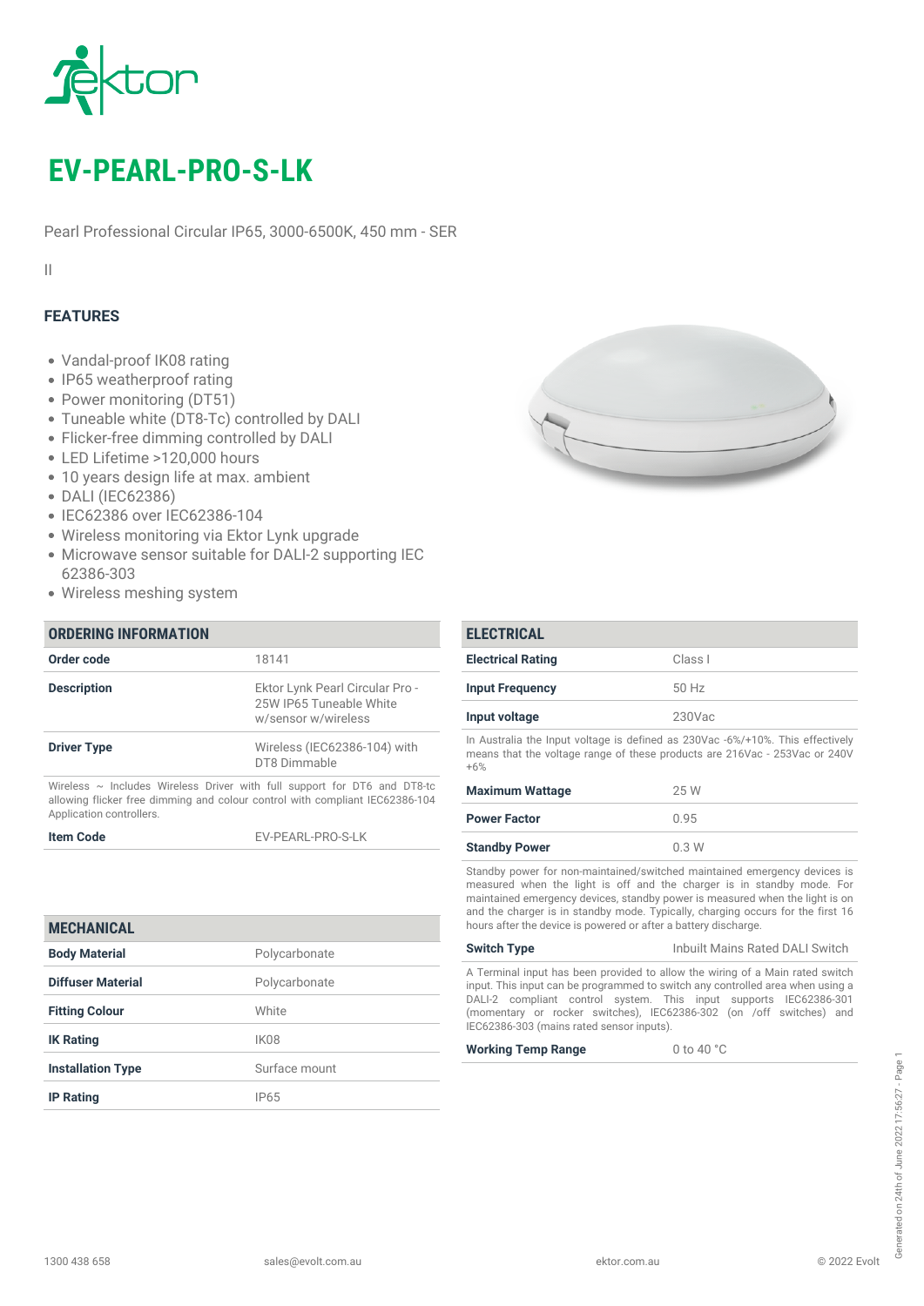# EV-PEARL-PRO-S-LK

Pearl Professional Circular IP65, 3000-6500K, 450 mm - SER

II

## FEATURES

- Vandal-proof IK08 rating
- IP65 weatherproof rating
- Power monitoring (DT51)
- Tuneable white (DT8-Tc) controlled by DALI
- Flicker-free dimming controlled by DALI
- LED Lifetime >120,000 hours
- 10 years design life at max. ambient
- DALI (IEC62386)
- IEC62386 over IEC62386-104
- Wireless monitoring via Ektor Lynk upgrade
- Microwave sensor suitable for DALI-2 supporting IEC 62386-303
- Wireless meshing system

## ORDERING INFORMATION

| | |
|---|---|
| **Order code** | 18141 |
| **Description** | Ektor Lynk Pearl Circular Pro - 25W IP65 Tuneable White w/sensor w/wireless |
| **Driver Type** | Wireless (IEC62386-104) with DT8 Dimmable |

Wireless ~ Includes Wireless Driver with full support for DT6 and DT8-tc allowing flicker free dimming and colour control with compliant IEC62386-104 Application controllers.

| | |
|---|---|
| **Item Code** | EV-PEARL-PRO-S-LK |

## MECHANICAL

| | |
|---|---|
| **Body Material** | Polycarbonate |
| **Diffuser Material** | Polycarbonate |
| **Fitting Colour** | White |
| **IK Rating** | IK08 |
| **Installation Type** | Surface mount |
| **IP Rating** | IP65 |

## ELECTRICAL

| | |
|---|---|
| **Electrical Rating** | Class I |
| **Input Frequency** | 50 Hz |
| **Input voltage** | 230Vac |

In Australia the Input voltage is defined as 230Vac -6%/+10%. This effectively means that the voltage range of these products are 216Vac - 253Vac or 240V +6%

| | |
|---|---|
| **Maximum Wattage** | 25 W |
| **Power Factor** | 0.95 |
| **Standby Power** | 0.3 W |

Standby power for non-maintained/switched maintained emergency devices is measured when the light is off and the charger is in standby mode. For maintained emergency devices, standby power is measured when the light is on and the charger is in standby mode. Typically, charging occurs for the first 16 hours after the device is powered or after a battery discharge.

| | |
|---|---|
| **Switch Type** | Inbuilt Mains Rated DALI Switch |

A Terminal input has been provided to allow the wiring of a Main rated switch input. This input can be programmed to switch any controlled area when using a DALI-2 compliant control system. This input supports IEC62386-301 (momentary or rocker switches), IEC62386-302 (on /off switches) and IEC62386-303 (mains rated sensor inputs).

| | |
|---|---|
| **Working Temp Range** | 0 to 40 °C |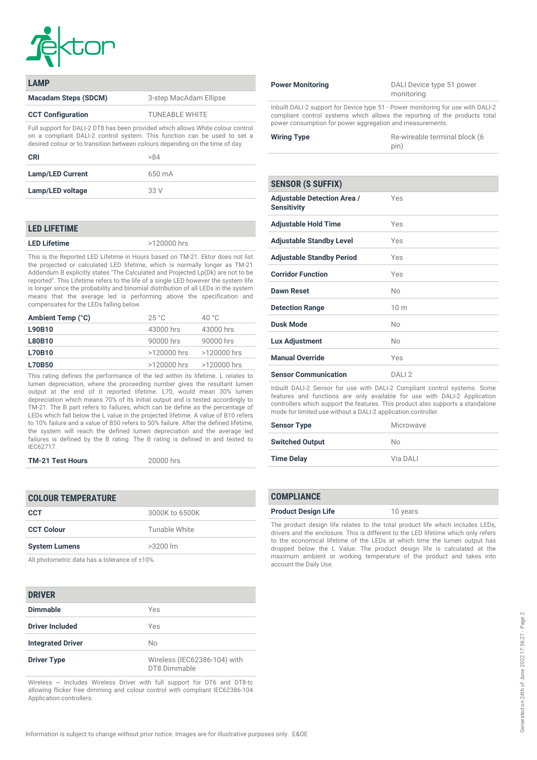## LAMP

| | |
|---|---|
| **Macadam Steps (SDCM)** | 3-step MacAdam Ellipse |
| **CCT Configuration** | TUNEABLE WHITE |

Full support for DALI-2 DT8 has been provided which allows White colour control on a compliant DALI-2 control system. This function can be used to set a desired colour or to transition between colours depending on the time of day.

| | |
|---|---|
| **CRI** | >84 |
| **Lamp/LED Current** | 650 mA |
| **Lamp/LED voltage** | 33 V |

## LED LIFETIME

| | |
|---|---|
| **LED Lifetime** | >120000 hrs |

This is the Reported LED Lifetime in Hours based on TM-21. Ektor does not list the projected or calculated LED lifetime, which is normally longer as TM-21 Addendum B explicitly states "The Calculated and Projected Lp(Dk) are not to be reported". This Lifetime refers to the life of a single LED however the system life is longer since the probability and binomial distribution of all LEDs in the system means that the average led is performing above the specification and compensates for the LEDs falling below.

| Ambient Temp (°C) | 25 °C | 40 °C |
|---|---|---|
| **L90B10** | 43000 hrs | 43000 hrs |
| **L80B10** | 90000 hrs | 90000 hrs |
| **L70B10** | >120000 hrs | >120000 hrs |
| **L70B50** | >120000 hrs | >120000 hrs |

This rating defines the performance of the led within its lifetime. L relates to lumen depreciation, where the proceeding number gives the resultant lumen output at the end of it reported lifetime. L70, would mean 30% lumen depreciation which means 70% of its initial output and is tested accordingly to TM-21. The B part refers to failures, which can be define as the percentage of LEDs which fall below the L value in the projected lifetime. A value of B10 refers to 10% failure and a value of B50 refers to 50% failure. After the defined lifetime, the system will reach the defined lumen depreciation and the average led failures is defined by the B rating. The B rating is defined in and tested to IEC62717.

| | |
|---|---|
| **TM-21 Test Hours** | 20000 hrs |

## COLOUR TEMPERATURE

| | |
|---|---|
| **CCT** | 3000K to 6500K |
| **CCT Colour** | Tunable White |
| **System Lumens** | >3200 lm |

All photometric data has a tolerance of ±10%.

## DRIVER

| | |
|---|---|
| **Dimmable** | Yes |
| **Driver Included** | Yes |
| **Integrated Driver** | No |
| **Driver Type** | Wireless (IEC62386-104) with DT8 Dimmable |

Wireless ~ Includes Wireless Driver with full support for DT6 and DT8-tc allowing flicker free dimming and colour control with compliant IEC62386-104 Application controllers.

| | |
|---|---|
| **Power Monitoring** | DALI Device type 51 power monitoring |

Inbuilt DALI-2 support for Device type 51 - Power monitoring for use with DALI-2 compliant control systems which allows the reporting of the products total power consumption for power aggregation and measurements.

| | |
|---|---|
| **Wiring Type** | Re-wireable terminal block (6 pin) |

## SENSOR (S SUFFIX)

| | |
|---|---|
| **Adjustable Detection Area / Sensitivity** | Yes |
| **Adjustable Hold Time** | Yes |
| **Adjustable Standby Level** | Yes |
| **Adjustable Standby Period** | Yes |
| **Corridor Function** | Yes |
| **Dawn Reset** | No |
| **Detection Range** | 10 m |
| **Dusk Mode** | No |
| **Lux Adjustment** | No |
| **Manual Override** | Yes |
| **Sensor Communication** | DALI 2 |

Inbuilt DALI-2 Sensor for use with DALI-2 Compliant control systems. Some features and functions are only available for use with DALI-2 Application controllers which support the features. This product also supports a standalone mode for limited use without a DALI-2 application controller.

| | |
|---|---|
| **Sensor Type** | Microwave |
| **Switched Output** | No |
| **Time Delay** | Via DALI |

## COMPLIANCE

| | |
|---|---|
| **Product Design Life** | 10 years |

The product design life relates to the total product life which includes LEDs, drivers and the enclosure. This is different to the LED lifetime which only refers to the economical lifetime of the LEDs at which time the lumen output has dropped below the L Value. The product design life is calculated at the maximum ambient or working temperature of the product and takes into account the Daily Use.

Information is subject to change without prior notice. Images are for illustrative purposes only. E&OE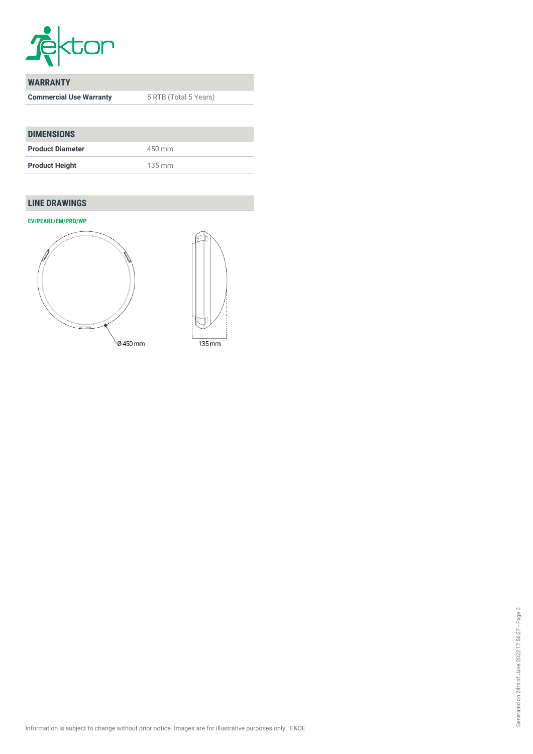## WARRANTY

| | |
|---|---|
| **Commercial Use Warranty** | 5 RTB (Total 5 Years) |

## DIMENSIONS

| | |
|---|---|
| **Product Diameter** | 450 mm |
| **Product Height** | 135 mm |

## LINE DRAWINGS

**EV/PEARL/EM/PRO/WP**

Ø 450 mm

135 mm

Information is subject to change without prior notice. Images are for illustrative purposes only. E&OE